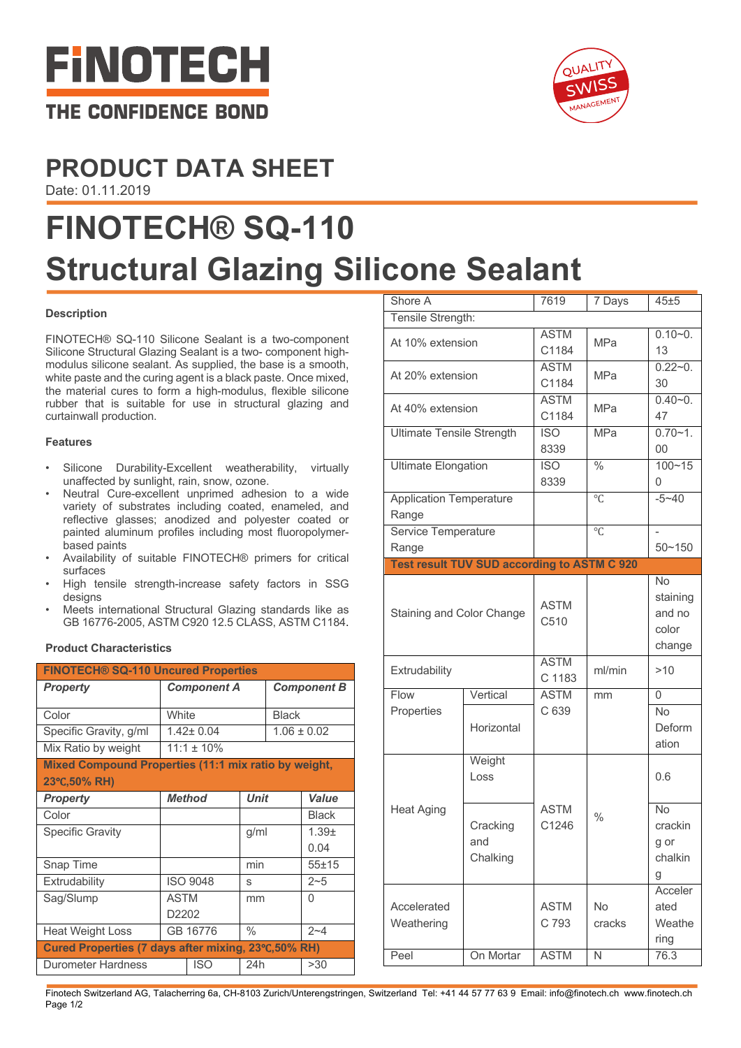# FINOTECH

THE CONFIDENCE BOND

## PRODUCT DATA SHEET

Date: 01.11.2019

# FINOTECH® SQ-110 Structural Glazing Silicone Sealant

### Description

FINOTECH® SQ-110 Silicone Sealant is a two-component Silicone Structural Glazing Sealant is a two- component high-modulus silicone sealant. As supplied, the base is a smooth, white paste and the curing agent is a black paste. Once mixed, the material cures to form a high-modulus, flexible silicone rubber that is suitable for use in structural glazing and curtainwall production.

### Features

- Silicone Durability-Excellent weatherability, virtually unaffected by sunlight, rain, snow, ozone.
- Neutral Cure-excellent unprimed adhesion to a wide variety of substrates including coated, enameled, and reflective glasses; anodized and polyester coated or painted aluminum profiles including most fluoropolymer-based paints
- Availability of suitable FINOTECH® primers for critical surfaces
- High tensile strength-increase safety factors in SSG designs
- Meets international Structural Glazing standards like as GB 16776-2005, ASTM C920 12.5 CLASS, ASTM C1184.

### Product Characteristics

| **FINOTECH® SQ-110 Uncured Properties** | | |
|---|---|---|
| ***Property*** | ***Component A*** | ***Component B*** |
| Color | White | Black |
| Specific Gravity, g/ml | 1.42± 0.04 | 1.06 ± 0.02 |
| Mix Ratio by weight | 11:1 ± 10% | |

| **Mixed Compound Properties (11:1 mix ratio by weight, 23℃,50% RH)** | | | |
|---|---|---|---|
| ***Property*** | ***Method*** | ***Unit*** | ***Value*** |
| Color | | | Black |
| Specific Gravity | | g/ml | 1.39± 0.04 |
| Snap Time | | min | 55±15 |
| Extrudability | ISO 9048 | s | 2~5 |
| Sag/Slump | ASTM D2202 | mm | 0 |
| Heat Weight Loss | GB 16776 | % | 2~4 |
| **Cured Properties (7 days after mixing, 23℃,50% RH)** | | | |
| Durometer Hardness | ISO | 24h | >30 |
| Shore A | 7619 | 7 Days | 45±5 |
| Tensile Strength: | | | |
| At 10% extension | ASTM C1184 | MPa | 0.10~0.13 |
| At 20% extension | ASTM C1184 | MPa | 0.22~0.30 |
| At 40% extension | ASTM C1184 | MPa | 0.40~0.47 |
| Ultimate Tensile Strength | ISO 8339 | MPa | 0.70~1.00 |
| Ultimate Elongation | ISO 8339 | % | 100~150 |
| Application Temperature Range | | ℃ | -5~40 |
| Service Temperature Range | | ℃ | -50~150 |

| **Test result TUV SUD according to ASTM C 920** | | | | |
|---|---|---|---|---|
| Staining and Color Change | | ASTM C510 | | No staining and no color change |
| Extrudability | | ASTM C 1183 | ml/min | >10 |
| Flow Properties | Vertical | ASTM C 639 | mm | 0 |
| | Horizontal | | | No Deformation |
| Heat Aging | Weight Loss | ASTM C1246 | % | 0.6 |
| | Cracking and Chalking | | | No cracking or chalking |
| Accelerated Weathering | | ASTM C 793 | No cracks | Accelerated Weathering |
| Peel | On Mortar | ASTM | N | 76.3 |

Finotech Switzerland AG, Talacherring 6a, CH-8103 Zurich/Unterengstringen, Switzerland Tel: +41 44 57 77 63 9 Email: info@finotech.ch www.finotech.ch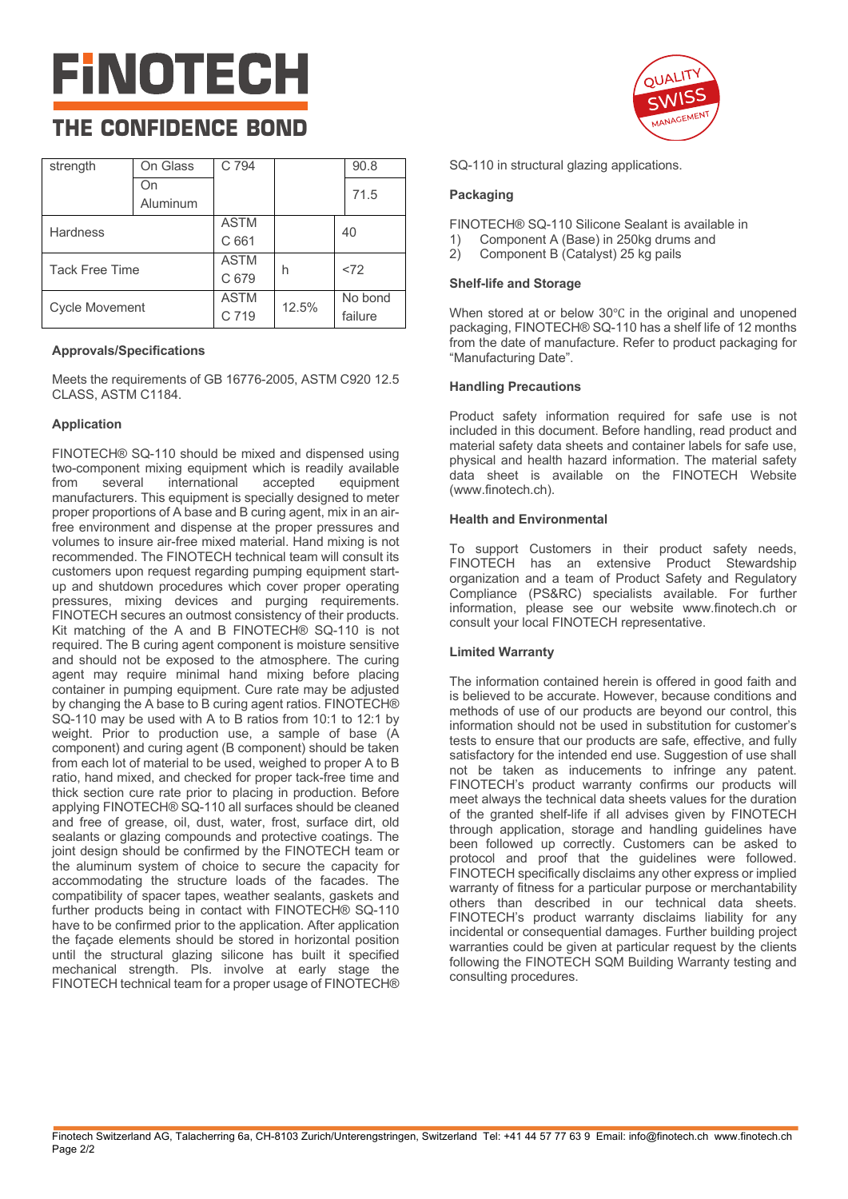| | | | | |
|---|---|---|---|---|
| strength | On Glass | C 794 | | 90.8 |
| | On Aluminum | | | 71.5 |
| Hardness | | ASTM C 661 | | 40 |
| Tack Free Time | | ASTM C 679 | h | <72 |
| Cycle Movement | | ASTM C 719 | 12.5% | No bond failure |

**Approvals/Specifications**

Meets the requirements of GB 16776-2005, ASTM C920 12.5 CLASS, ASTM C1184.

**Application**

FINOTECH® SQ-110 should be mixed and dispensed using two-component mixing equipment which is readily available from several international accepted equipment manufacturers. This equipment is specially designed to meter proper proportions of A base and B curing agent, mix in an air-free environment and dispense at the proper pressures and volumes to insure air-free mixed material. Hand mixing is not recommended. The FINOTECH technical team will consult its customers upon request regarding pumping equipment start-up and shutdown procedures which cover proper operating pressures, mixing devices and purging requirements. FINOTECH secures an outmost consistency of their products. Kit matching of the A and B FINOTECH® SQ-110 is not required. The B curing agent component is moisture sensitive and should not be exposed to the atmosphere. The curing agent may require minimal hand mixing before placing container in pumping equipment. Cure rate may be adjusted by changing the A base to B curing agent ratios. FINOTECH® SQ-110 may be used with A to B ratios from 10:1 to 12:1 by weight. Prior to production use, a sample of base (A component) and curing agent (B component) should be taken from each lot of material to be used, weighed to proper A to B ratio, hand mixed, and checked for proper tack-free time and thick section cure rate prior to placing in production. Before applying FINOTECH® SQ-110 all surfaces should be cleaned and free of grease, oil, dust, water, frost, surface dirt, old sealants or glazing compounds and protective coatings. The joint design should be confirmed by the FINOTECH team or the aluminum system of choice to secure the capacity for accommodating the structure loads of the facades. The compatibility of spacer tapes, weather sealants, gaskets and further products being in contact with FINOTECH® SQ-110 have to be confirmed prior to the application. After application the façade elements should be stored in horizontal position until the structural glazing silicone has built it specified mechanical strength. Pls. involve at early stage the FINOTECH technical team for a proper usage of FINOTECH® SQ-110 in structural glazing applications.

**Packaging**

FINOTECH® SQ-110 Silicone Sealant is available in

1) Component A (Base) in 250kg drums and
2) Component B (Catalyst) 25 kg pails

**Shelf-life and Storage**

When stored at or below 30℃ in the original and unopened packaging, FINOTECH® SQ-110 has a shelf life of 12 months from the date of manufacture. Refer to product packaging for "Manufacturing Date".

**Handling Precautions**

Product safety information required for safe use is not included in this document. Before handling, read product and material safety data sheets and container labels for safe use, physical and health hazard information. The material safety data sheet is available on the FINOTECH Website (www.finotech.ch).

**Health and Environmental**

To support Customers in their product safety needs, FINOTECH has an extensive Product Stewardship organization and a team of Product Safety and Regulatory Compliance (PS&RC) specialists available. For further information, please see our website www.finotech.ch or consult your local FINOTECH representative.

**Limited Warranty**

The information contained herein is offered in good faith and is believed to be accurate. However, because conditions and methods of use of our products are beyond our control, this information should not be used in substitution for customer's tests to ensure that our products are safe, effective, and fully satisfactory for the intended end use. Suggestion of use shall not be taken as inducements to infringe any patent. FINOTECH's product warranty confirms our products will meet always the technical data sheets values for the duration of the granted shelf-life if all advises given by FINOTECH through application, storage and handling guidelines have been followed up correctly. Customers can be asked to protocol and proof that the guidelines were followed. FINOTECH specifically disclaims any other express or implied warranty of fitness for a particular purpose or merchantability others than described in our technical data sheets. FINOTECH's product warranty disclaims liability for any incidental or consequential damages. Further building project warranties could be given at particular request by the clients following the FINOTECH SQM Building Warranty testing and consulting procedures.

Finotech Switzerland AG, Talacherring 6a, CH-8103 Zurich/Unterengstringen, Switzerland Tel: +41 44 57 77 63 9 Email: info@finotech.ch www.finotech.ch